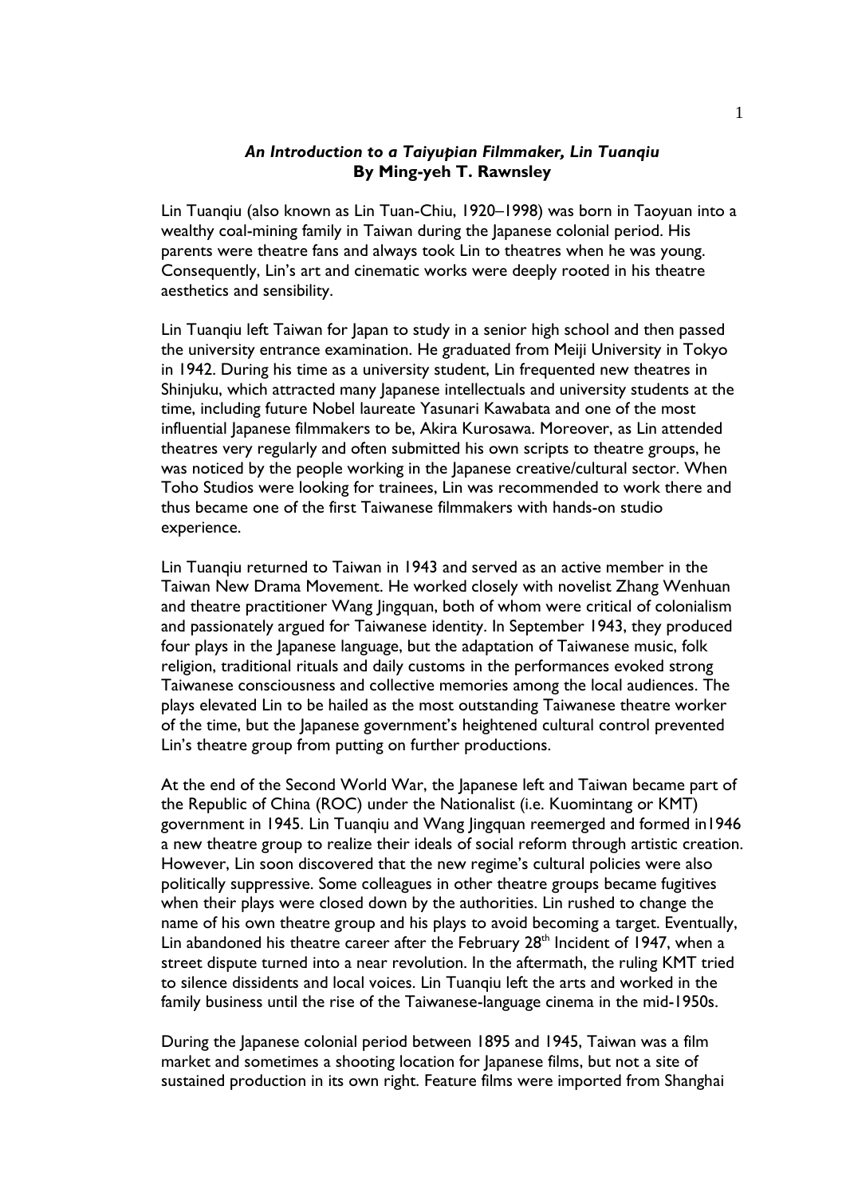***An Introduction to a Taiyupian Filmmaker, Lin Tuanqiu***
**By Ming-yeh T. Rawnsley**

Lin Tuanqiu (also known as Lin Tuan-Chiu, 1920–1998) was born in Taoyuan into a wealthy coal-mining family in Taiwan during the Japanese colonial period. His parents were theatre fans and always took Lin to theatres when he was young. Consequently, Lin's art and cinematic works were deeply rooted in his theatre aesthetics and sensibility.

Lin Tuanqiu left Taiwan for Japan to study in a senior high school and then passed the university entrance examination. He graduated from Meiji University in Tokyo in 1942. During his time as a university student, Lin frequented new theatres in Shinjuku, which attracted many Japanese intellectuals and university students at the time, including future Nobel laureate Yasunari Kawabata and one of the most influential Japanese filmmakers to be, Akira Kurosawa. Moreover, as Lin attended theatres very regularly and often submitted his own scripts to theatre groups, he was noticed by the people working in the Japanese creative/cultural sector. When Toho Studios were looking for trainees, Lin was recommended to work there and thus became one of the first Taiwanese filmmakers with hands-on studio experience.

Lin Tuanqiu returned to Taiwan in 1943 and served as an active member in the Taiwan New Drama Movement. He worked closely with novelist Zhang Wenhuan and theatre practitioner Wang Jingquan, both of whom were critical of colonialism and passionately argued for Taiwanese identity. In September 1943, they produced four plays in the Japanese language, but the adaptation of Taiwanese music, folk religion, traditional rituals and daily customs in the performances evoked strong Taiwanese consciousness and collective memories among the local audiences. The plays elevated Lin to be hailed as the most outstanding Taiwanese theatre worker of the time, but the Japanese government's heightened cultural control prevented Lin's theatre group from putting on further productions.

At the end of the Second World War, the Japanese left and Taiwan became part of the Republic of China (ROC) under the Nationalist (i.e. Kuomintang or KMT) government in 1945. Lin Tuanqiu and Wang Jingquan reemerged and formed in1946 a new theatre group to realize their ideals of social reform through artistic creation. However, Lin soon discovered that the new regime's cultural policies were also politically suppressive. Some colleagues in other theatre groups became fugitives when their plays were closed down by the authorities. Lin rushed to change the name of his own theatre group and his plays to avoid becoming a target. Eventually, Lin abandoned his theatre career after the February 28th Incident of 1947, when a street dispute turned into a near revolution. In the aftermath, the ruling KMT tried to silence dissidents and local voices. Lin Tuanqiu left the arts and worked in the family business until the rise of the Taiwanese-language cinema in the mid-1950s.

During the Japanese colonial period between 1895 and 1945, Taiwan was a film market and sometimes a shooting location for Japanese films, but not a site of sustained production in its own right. Feature films were imported from Shanghai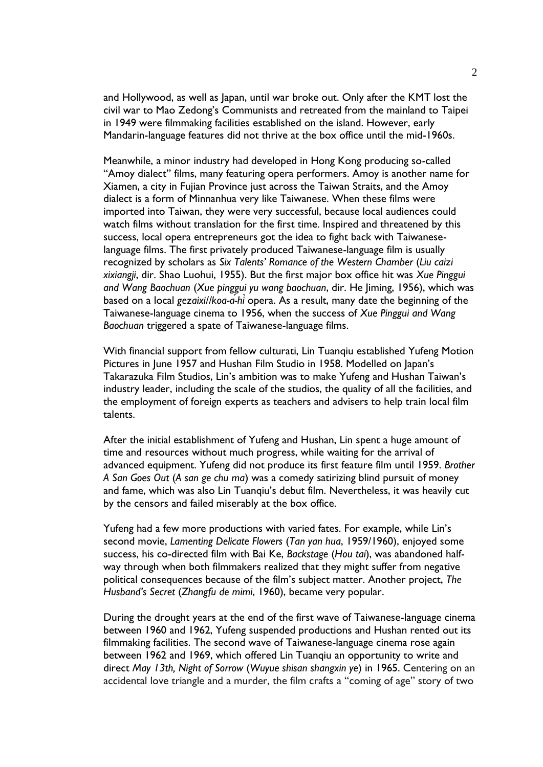and Hollywood, as well as Japan, until war broke out. Only after the KMT lost the civil war to Mao Zedong's Communists and retreated from the mainland to Taipei in 1949 were filmmaking facilities established on the island. However, early Mandarin-language features did not thrive at the box office until the mid-1960s.

Meanwhile, a minor industry had developed in Hong Kong producing so-called "Amoy dialect" films, many featuring opera performers. Amoy is another name for Xiamen, a city in Fujian Province just across the Taiwan Straits, and the Amoy dialect is a form of Minnanhua very like Taiwanese. When these films were imported into Taiwan, they were very successful, because local audiences could watch films without translation for the first time. Inspired and threatened by this success, local opera entrepreneurs got the idea to fight back with Taiwanese-language films. The first privately produced Taiwanese-language film is usually recognized by scholars as *Six Talents' Romance of the Western Chamber* (*Liu caizi xixiangji*, dir. Shao Luohui, 1955). But the first major box office hit was *Xue Pinggui and Wang Baochuan* (*Xue pinggui yu wang baochuan*, dir. He Jiming, 1956), which was based on a local *gezaixi*/*koa-á-hì* opera. As a result, many date the beginning of the Taiwanese-language cinema to 1956, when the success of *Xue Pinggui and Wang Baochuan* triggered a spate of Taiwanese-language films.

With financial support from fellow culturati, Lin Tuanqiu established Yufeng Motion Pictures in June 1957 and Hushan Film Studio in 1958. Modelled on Japan's Takarazuka Film Studios, Lin's ambition was to make Yufeng and Hushan Taiwan's industry leader, including the scale of the studios, the quality of all the facilities, and the employment of foreign experts as teachers and advisers to help train local film talents.

After the initial establishment of Yufeng and Hushan, Lin spent a huge amount of time and resources without much progress, while waiting for the arrival of advanced equipment. Yufeng did not produce its first feature film until 1959. *Brother A San Goes Out* (*A san ge chu ma*) was a comedy satirizing blind pursuit of money and fame, which was also Lin Tuanqiu's debut film. Nevertheless, it was heavily cut by the censors and failed miserably at the box office.

Yufeng had a few more productions with varied fates. For example, while Lin's second movie, *Lamenting Delicate Flowers* (*Tan yan hua*, 1959/1960), enjoyed some success, his co-directed film with Bai Ke, *Backstage* (*Hou tai*), was abandoned half-way through when both filmmakers realized that they might suffer from negative political consequences because of the film's subject matter. Another project, *The Husband's Secret* (*Zhangfu de mimi*, 1960), became very popular.

During the drought years at the end of the first wave of Taiwanese-language cinema between 1960 and 1962, Yufeng suspended productions and Hushan rented out its filmmaking facilities. The second wave of Taiwanese-language cinema rose again between 1962 and 1969, which offered Lin Tuanqiu an opportunity to write and direct *May 13th, Night of Sorrow* (*Wuyue shisan shangxin ye*) in 1965. Centering on an accidental love triangle and a murder, the film crafts a "coming of age" story of two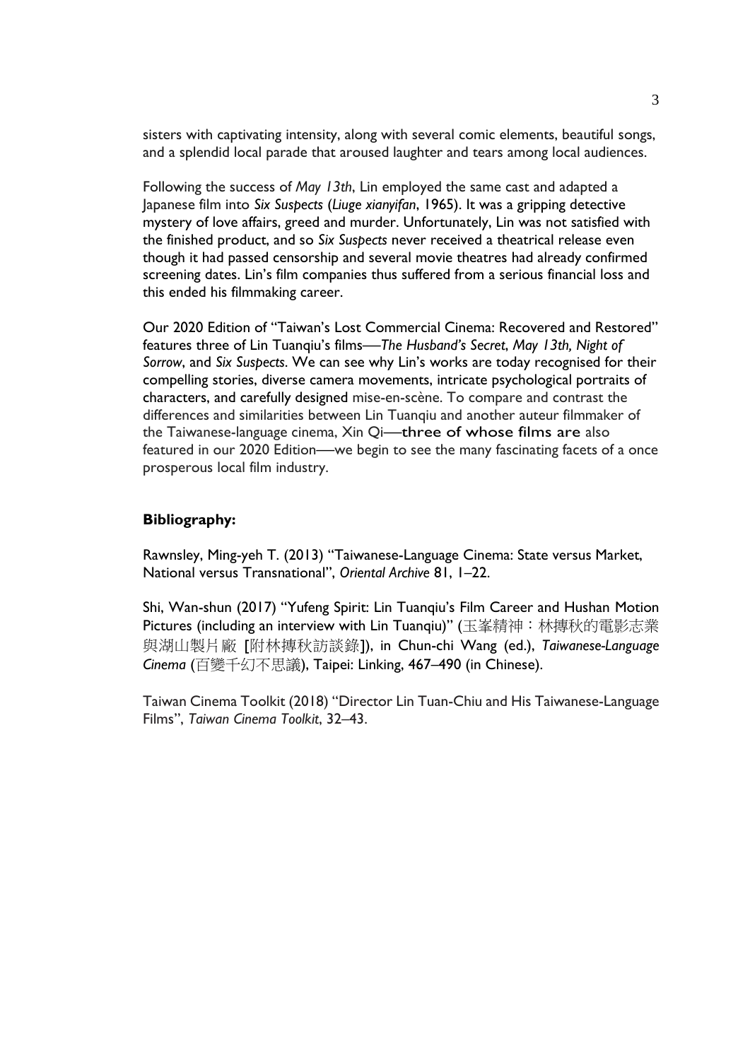sisters with captivating intensity, along with several comic elements, beautiful songs, and a splendid local parade that aroused laughter and tears among local audiences.

Following the success of *May 13th*, Lin employed the same cast and adapted a Japanese film into *Six Suspects* (*Liuge xianyifan*, 1965). It was a gripping detective mystery of love affairs, greed and murder. Unfortunately, Lin was not satisfied with the finished product, and so *Six Suspects* never received a theatrical release even though it had passed censorship and several movie theatres had already confirmed screening dates. Lin's film companies thus suffered from a serious financial loss and this ended his filmmaking career.

Our 2020 Edition of "Taiwan's Lost Commercial Cinema: Recovered and Restored" features three of Lin Tuanqiu's films—*The Husband's Secret*, *May 13th, Night of Sorrow*, and *Six Suspects*. We can see why Lin's works are today recognised for their compelling stories, diverse camera movements, intricate psychological portraits of characters, and carefully designed mise-en-scène. To compare and contrast the differences and similarities between Lin Tuanqiu and another auteur filmmaker of the Taiwanese-language cinema, Xin Qi—three of whose films are also featured in our 2020 Edition—we begin to see the many fascinating facets of a once prosperous local film industry.

**Bibliography:**

Rawnsley, Ming-yeh T. (2013) "Taiwanese-Language Cinema: State versus Market, National versus Transnational", *Oriental Archive* 81, 1–22.

Shi, Wan-shun (2017) "Yufeng Spirit: Lin Tuanqiu's Film Career and Hushan Motion Pictures (including an interview with Lin Tuanqiu)" (玉峯精神：林摶秋的電影志業與湖山製片廠 [附林摶秋訪談錄]), in Chun-chi Wang (ed.), *Taiwanese-Language Cinema* (百變千幻不思議), Taipei: Linking, 467–490 (in Chinese).

Taiwan Cinema Toolkit (2018) "Director Lin Tuan-Chiu and His Taiwanese-Language Films", *Taiwan Cinema Toolkit*, 32–43.